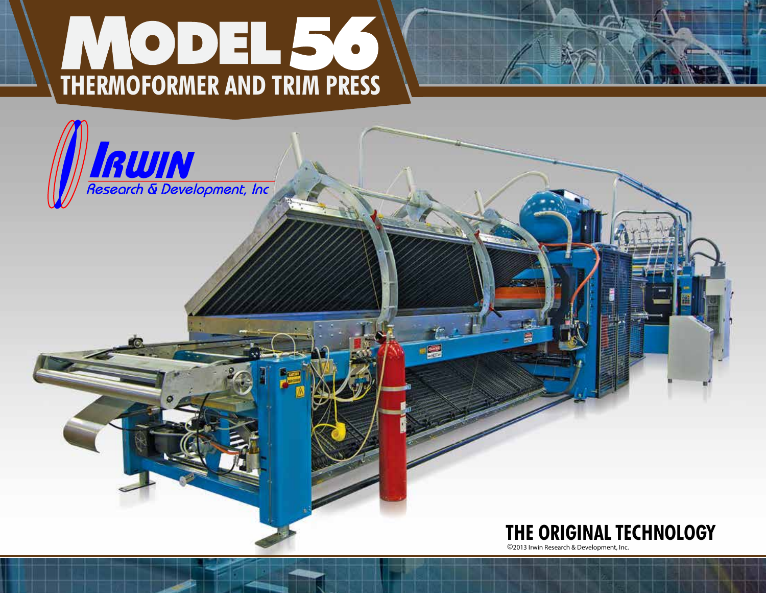# MODEL 56

## THERMOFORMER AND TRIM PRESS

IRWIN
Research & Development, Inc

**THE ORIGINAL TECHNOLOGY**

©2013 Irwin Research & Development, Inc.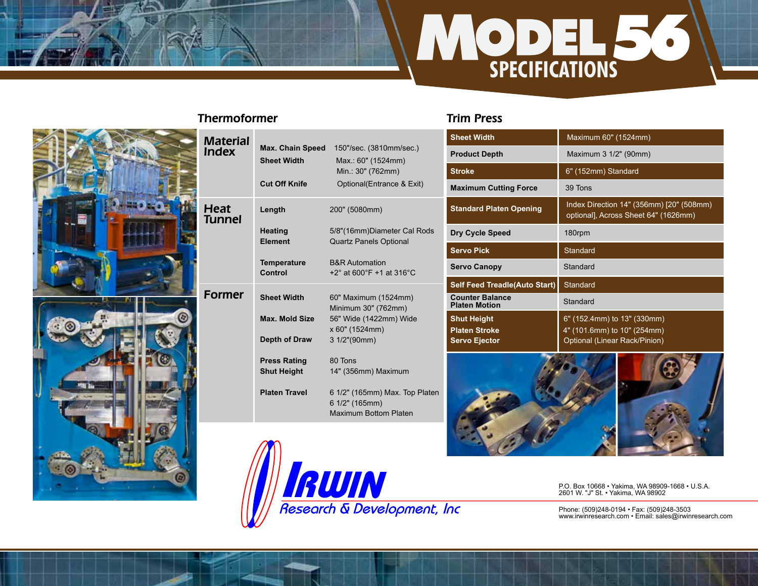# MODEL 56 SPECIFICATIONS

## Thermoformer

| | | |
|---|---|---|
| **Material Index** | **Max. Chain Speed** | 150"/sec. (3810mm/sec.) |
| | **Sheet Width** | Max.: 60" (1524mm)<br>Min.: 30" (762mm) |
| | **Cut Off Knife** | Optional(Entrance & Exit) |
| **Heat Tunnel** | **Length** | 200" (5080mm) |
| | **Heating Element** | 5/8"(16mm)Diameter Cal Rods<br>Quartz Panels Optional |
| | **Temperature Control** | B&R Automation<br>+2° at 600°F +1 at 316°C |
| **Former** | **Sheet Width** | 60" Maximum (1524mm)<br>Minimum 30" (762mm) |
| | **Max. Mold Size** | 56" Wide (1422mm) Wide<br>x 60" (1524mm) |
| | **Depth of Draw** | 3 1/2"(90mm) |
| | **Press Rating** | 80 Tons |
| | **Shut Height** | 14" (356mm) Maximum |
| | **Platen Travel** | 6 1/2" (165mm) Max. Top Platen<br>6 1/2" (165mm)<br>Maximum Bottom Platen |

## Trim Press

| | |
|---|---|
| **Sheet Width** | Maximum 60" (1524mm) |
| **Product Depth** | Maximum 3 1/2" (90mm) |
| **Stroke** | 6" (152mm) Standard |
| **Maximum Cutting Force** | 39 Tons |
| **Standard Platen Opening** | Index Direction 14" (356mm) [20" (508mm) optional], Across Sheet 64" (1626mm) |
| **Dry Cycle Speed** | 180rpm |
| **Servo Pick** | Standard |
| **Servo Canopy** | Standard |
| **Self Feed Treadle(Auto Start)** | Standard |
| **Counter Balance Platen Motion** | Standard |
| **Shut Height** | 6" (152.4mm) to 13" (330mm) |
| **Platen Stroke** | 4" (101.6mm) to 10" (254mm) |
| **Servo Ejector** | Optional (Linear Rack/Pinion) |

**IRWIN**
Research & Development, Inc

P.O. Box 10668 • Yakima, WA 98909-1668 • U.S.A.
2601 W. "J" St. • Yakima, WA 98902

Phone: (509)248-0194 • Fax: (509)248-3503
www.irwinresearch.com • Email: sales@irwinresearch.com